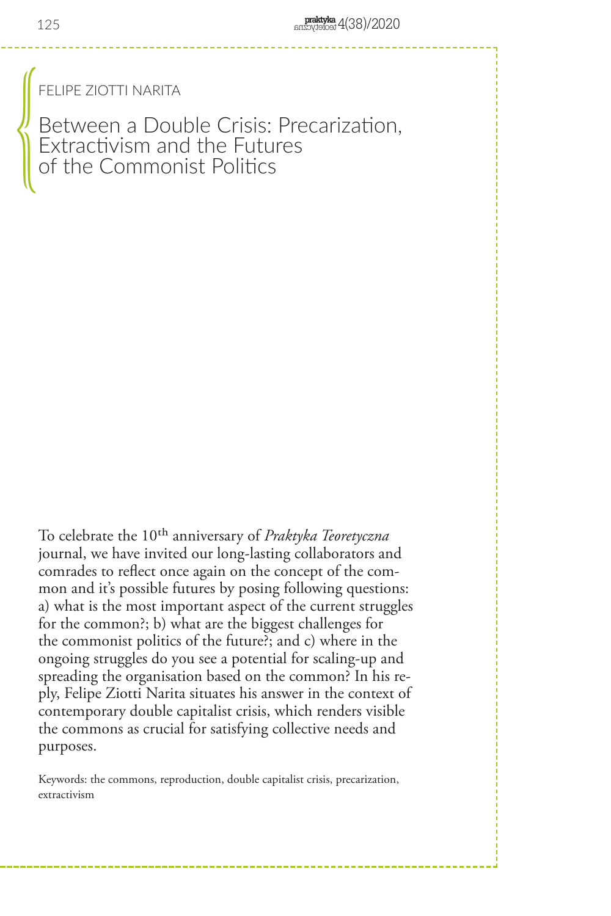FELIPE ZIOTTI NARITA

# Between a Double Crisis: Precarization, Extractivism and the Futures of the Commonist Politics

To celebrate the 10th anniversary of *Praktyka Teoretyczna* journal, we have invited our long-lasting collaborators and comrades to reflect once again on the concept of the common and it's possible futures by posing following questions: a) what is the most important aspect of the current struggles for the common?; b) what are the biggest challenges for the commonist politics of the future?; and c) where in the ongoing struggles do you see a potential for scaling-up and spreading the organisation based on the common? In his reply, Felipe Ziotti Narita situates his answer in the context of contemporary double capitalist crisis, which renders visible the commons as crucial for satisfying collective needs and purposes.

Keywords: the commons, reproduction, double capitalist crisis, precarization, extractivism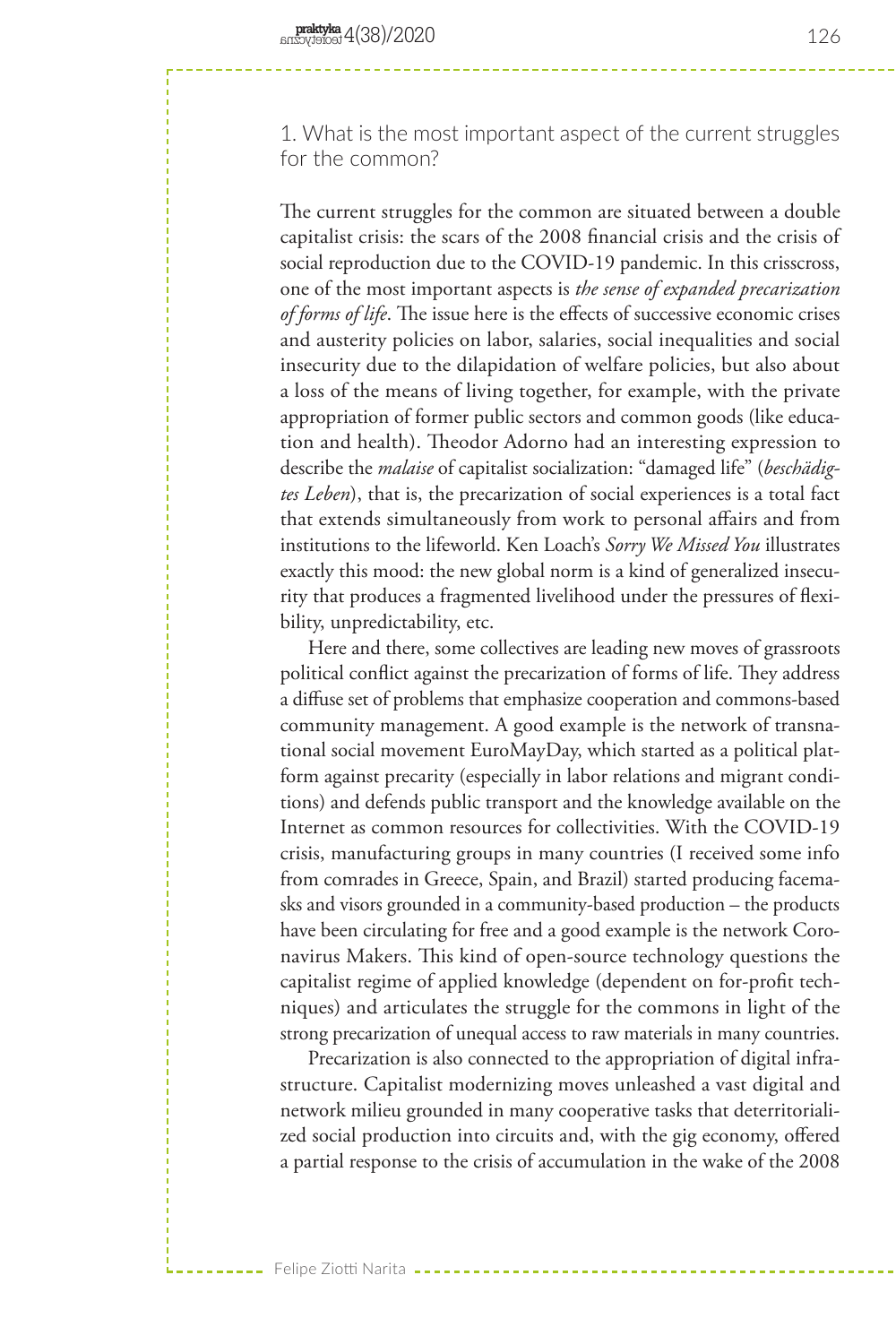1. What is the most important aspect of the current struggles for the common?

The current struggles for the common are situated between a double capitalist crisis: the scars of the 2008 financial crisis and the crisis of social reproduction due to the COVID-19 pandemic. In this crisscross, one of the most important aspects is *the sense of expanded precarization of forms of life*. The issue here is the effects of successive economic crises and austerity policies on labor, salaries, social inequalities and social insecurity due to the dilapidation of welfare policies, but also about a loss of the means of living together, for example, with the private appropriation of former public sectors and common goods (like education and health). Theodor Adorno had an interesting expression to describe the *malaise* of capitalist socialization: "damaged life" (*beschädigtes Leben*), that is, the precarization of social experiences is a total fact that extends simultaneously from work to personal affairs and from institutions to the lifeworld. Ken Loach's *Sorry We Missed You* illustrates exactly this mood: the new global norm is a kind of generalized insecurity that produces a fragmented livelihood under the pressures of flexibility, unpredictability, etc.

Here and there, some collectives are leading new moves of grassroots political conflict against the precarization of forms of life. They address a diffuse set of problems that emphasize cooperation and commons-based community management. A good example is the network of transnational social movement EuroMayDay, which started as a political platform against precarity (especially in labor relations and migrant conditions) and defends public transport and the knowledge available on the Internet as common resources for collectivities. With the COVID-19 crisis, manufacturing groups in many countries (I received some info from comrades in Greece, Spain, and Brazil) started producing facemasks and visors grounded in a community-based production – the products have been circulating for free and a good example is the network Coronavirus Makers. This kind of open-source technology questions the capitalist regime of applied knowledge (dependent on for-profit techniques) and articulates the struggle for the commons in light of the strong precarization of unequal access to raw materials in many countries.

Precarization is also connected to the appropriation of digital infrastructure. Capitalist modernizing moves unleashed a vast digital and network milieu grounded in many cooperative tasks that deterritorialized social production into circuits and, with the gig economy, offered a partial response to the crisis of accumulation in the wake of the 2008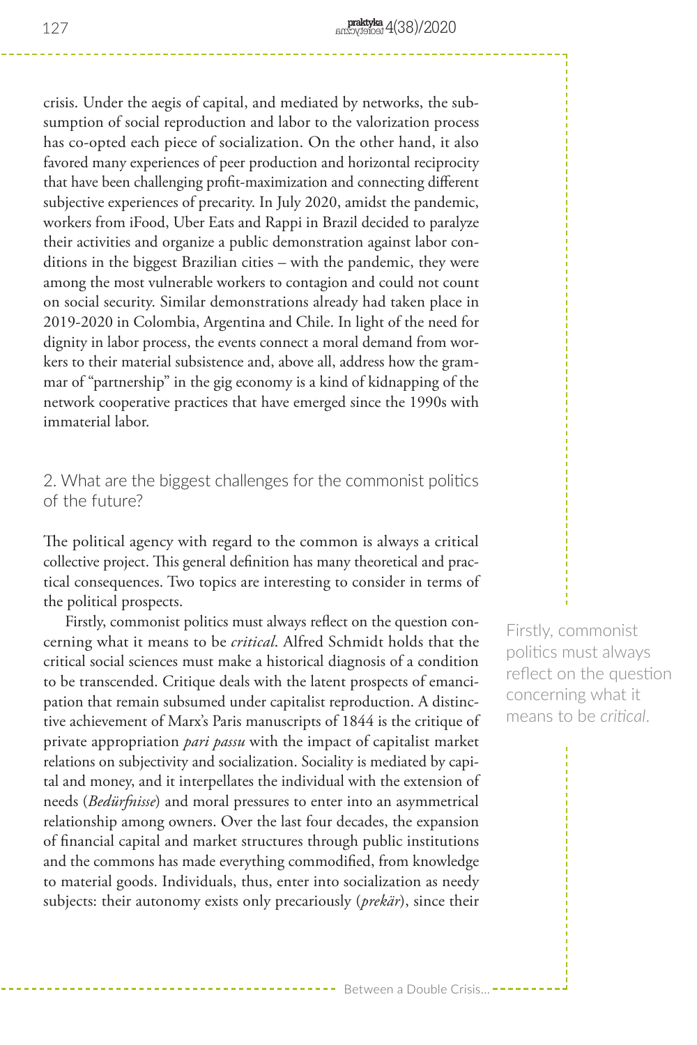crisis. Under the aegis of capital, and mediated by networks, the subsumption of social reproduction and labor to the valorization process has co-opted each piece of socialization. On the other hand, it also favored many experiences of peer production and horizontal reciprocity that have been challenging profit-maximization and connecting different subjective experiences of precarity. In July 2020, amidst the pandemic, workers from iFood, Uber Eats and Rappi in Brazil decided to paralyze their activities and organize a public demonstration against labor conditions in the biggest Brazilian cities – with the pandemic, they were among the most vulnerable workers to contagion and could not count on social security. Similar demonstrations already had taken place in 2019-2020 in Colombia, Argentina and Chile. In light of the need for dignity in labor process, the events connect a moral demand from workers to their material subsistence and, above all, address how the grammar of "partnership" in the gig economy is a kind of kidnapping of the network cooperative practices that have emerged since the 1990s with immaterial labor.

## 2. What are the biggest challenges for the commonist politics of the future?

The political agency with regard to the common is always a critical collective project. This general definition has many theoretical and practical consequences. Two topics are interesting to consider in terms of the political prospects.

Firstly, commonist politics must always reflect on the question concerning what it means to be *critical*. Alfred Schmidt holds that the critical social sciences must make a historical diagnosis of a condition to be transcended. Critique deals with the latent prospects of emancipation that remain subsumed under capitalist reproduction. A distinctive achievement of Marx's Paris manuscripts of 1844 is the critique of private appropriation *pari passu* with the impact of capitalist market relations on subjectivity and socialization. Sociality is mediated by capital and money, and it interpellates the individual with the extension of needs (*Bedürfnisse*) and moral pressures to enter into an asymmetrical relationship among owners. Over the last four decades, the expansion of financial capital and market structures through public institutions and the commons has made everything commodified, from knowledge to material goods. Individuals, thus, enter into socialization as needy subjects: their autonomy exists only precariously (*prekär*), since their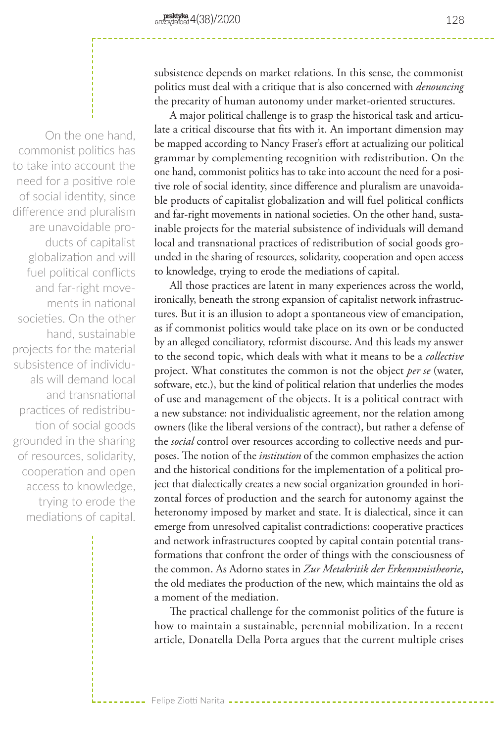subsistence depends on market relations. In this sense, the commonist politics must deal with a critique that is also concerned with *denouncing* the precarity of human autonomy under market-oriented structures.

A major political challenge is to grasp the historical task and articulate a critical discourse that fits with it. An important dimension may be mapped according to Nancy Fraser's effort at actualizing our political grammar by complementing recognition with redistribution. On the one hand, commonist politics has to take into account the need for a positive role of social identity, since difference and pluralism are unavoidable products of capitalist globalization and will fuel political conflicts and far-right movements in national societies. On the other hand, sustainable projects for the material subsistence of individuals will demand local and transnational practices of redistribution of social goods grounded in the sharing of resources, solidarity, cooperation and open access to knowledge, trying to erode the mediations of capital.

All those practices are latent in many experiences across the world, ironically, beneath the strong expansion of capitalist network infrastructures. But it is an illusion to adopt a spontaneous view of emancipation, as if commonist politics would take place on its own or be conducted by an alleged conciliatory, reformist discourse. And this leads my answer to the second topic, which deals with what it means to be a *collective* project. What constitutes the common is not the object *per se* (water, software, etc.), but the kind of political relation that underlies the modes of use and management of the objects. It is a political contract with a new substance: not individualistic agreement, nor the relation among owners (like the liberal versions of the contract), but rather a defense of the *social* control over resources according to collective needs and purposes. The notion of the *institution* of the common emphasizes the action and the historical conditions for the implementation of a political project that dialectically creates a new social organization grounded in horizontal forces of production and the search for autonomy against the heteronomy imposed by market and state. It is dialectical, since it can emerge from unresolved capitalist contradictions: cooperative practices and network infrastructures coopted by capital contain potential transformations that confront the order of things with the consciousness of the common. As Adorno states in *Zur Metakritik der Erkenntnistheorie*, the old mediates the production of the new, which maintains the old as a moment of the mediation.

The practical challenge for the commonist politics of the future is how to maintain a sustainable, perennial mobilization. In a recent article, Donatella Della Porta argues that the current multiple crises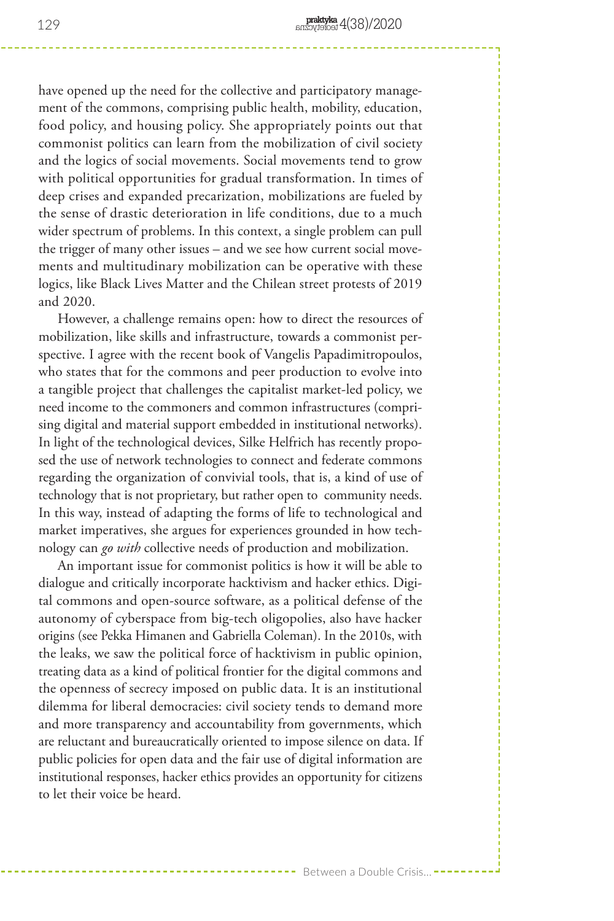have opened up the need for the collective and participatory management of the commons, comprising public health, mobility, education, food policy, and housing policy. She appropriately points out that commonist politics can learn from the mobilization of civil society and the logics of social movements. Social movements tend to grow with political opportunities for gradual transformation. In times of deep crises and expanded precarization, mobilizations are fueled by the sense of drastic deterioration in life conditions, due to a much wider spectrum of problems. In this context, a single problem can pull the trigger of many other issues – and we see how current social movements and multitudinary mobilization can be operative with these logics, like Black Lives Matter and the Chilean street protests of 2019 and 2020.

However, a challenge remains open: how to direct the resources of mobilization, like skills and infrastructure, towards a commonist perspective. I agree with the recent book of Vangelis Papadimitropoulos, who states that for the commons and peer production to evolve into a tangible project that challenges the capitalist market-led policy, we need income to the commoners and common infrastructures (comprising digital and material support embedded in institutional networks). In light of the technological devices, Silke Helfrich has recently proposed the use of network technologies to connect and federate commons regarding the organization of convivial tools, that is, a kind of use of technology that is not proprietary, but rather open to community needs. In this way, instead of adapting the forms of life to technological and market imperatives, she argues for experiences grounded in how technology can *go with* collective needs of production and mobilization.

An important issue for commonist politics is how it will be able to dialogue and critically incorporate hacktivism and hacker ethics. Digital commons and open-source software, as a political defense of the autonomy of cyberspace from big-tech oligopolies, also have hacker origins (see Pekka Himanen and Gabriella Coleman). In the 2010s, with the leaks, we saw the political force of hacktivism in public opinion, treating data as a kind of political frontier for the digital commons and the openness of secrecy imposed on public data. It is an institutional dilemma for liberal democracies: civil society tends to demand more and more transparency and accountability from governments, which are reluctant and bureaucratically oriented to impose silence on data. If public policies for open data and the fair use of digital information are institutional responses, hacker ethics provides an opportunity for citizens to let their voice be heard.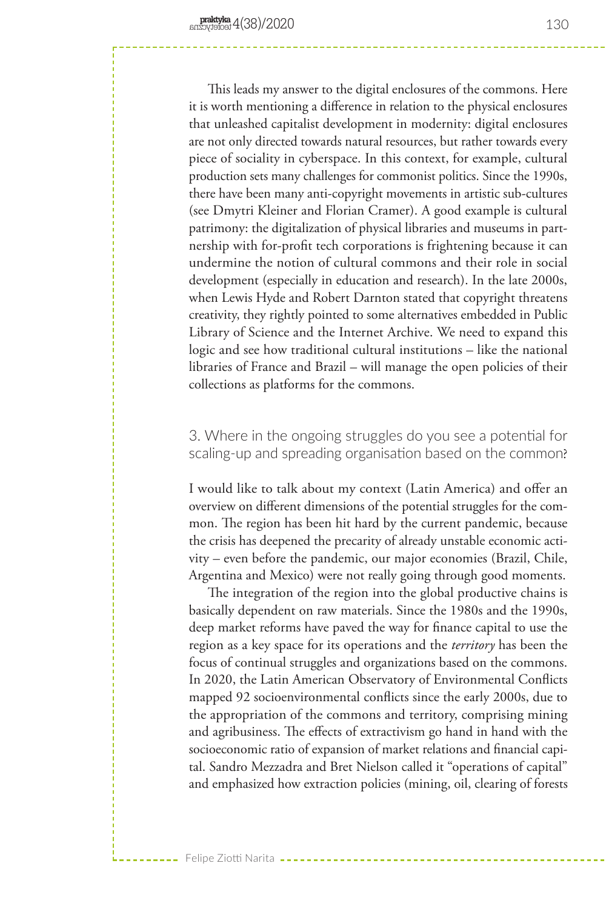This leads my answer to the digital enclosures of the commons. Here it is worth mentioning a difference in relation to the physical enclosures that unleashed capitalist development in modernity: digital enclosures are not only directed towards natural resources, but rather towards every piece of sociality in cyberspace. In this context, for example, cultural production sets many challenges for commonist politics. Since the 1990s, there have been many anti-copyright movements in artistic sub-cultures (see Dmytri Kleiner and Florian Cramer). A good example is cultural patrimony: the digitalization of physical libraries and museums in partnership with for-profit tech corporations is frightening because it can undermine the notion of cultural commons and their role in social development (especially in education and research). In the late 2000s, when Lewis Hyde and Robert Darnton stated that copyright threatens creativity, they rightly pointed to some alternatives embedded in Public Library of Science and the Internet Archive. We need to expand this logic and see how traditional cultural institutions – like the national libraries of France and Brazil – will manage the open policies of their collections as platforms for the commons.

## 3. Where in the ongoing struggles do you see a potential for scaling-up and spreading organisation based on the common?

I would like to talk about my context (Latin America) and offer an overview on different dimensions of the potential struggles for the common. The region has been hit hard by the current pandemic, because the crisis has deepened the precarity of already unstable economic activity – even before the pandemic, our major economies (Brazil, Chile, Argentina and Mexico) were not really going through good moments.

The integration of the region into the global productive chains is basically dependent on raw materials. Since the 1980s and the 1990s, deep market reforms have paved the way for finance capital to use the region as a key space for its operations and the *territory* has been the focus of continual struggles and organizations based on the commons. In 2020, the Latin American Observatory of Environmental Conflicts mapped 92 socioenvironmental conflicts since the early 2000s, due to the appropriation of the commons and territory, comprising mining and agribusiness. The effects of extractivism go hand in hand with the socioeconomic ratio of expansion of market relations and financial capital. Sandro Mezzadra and Bret Nielson called it "operations of capital" and emphasized how extraction policies (mining, oil, clearing of forests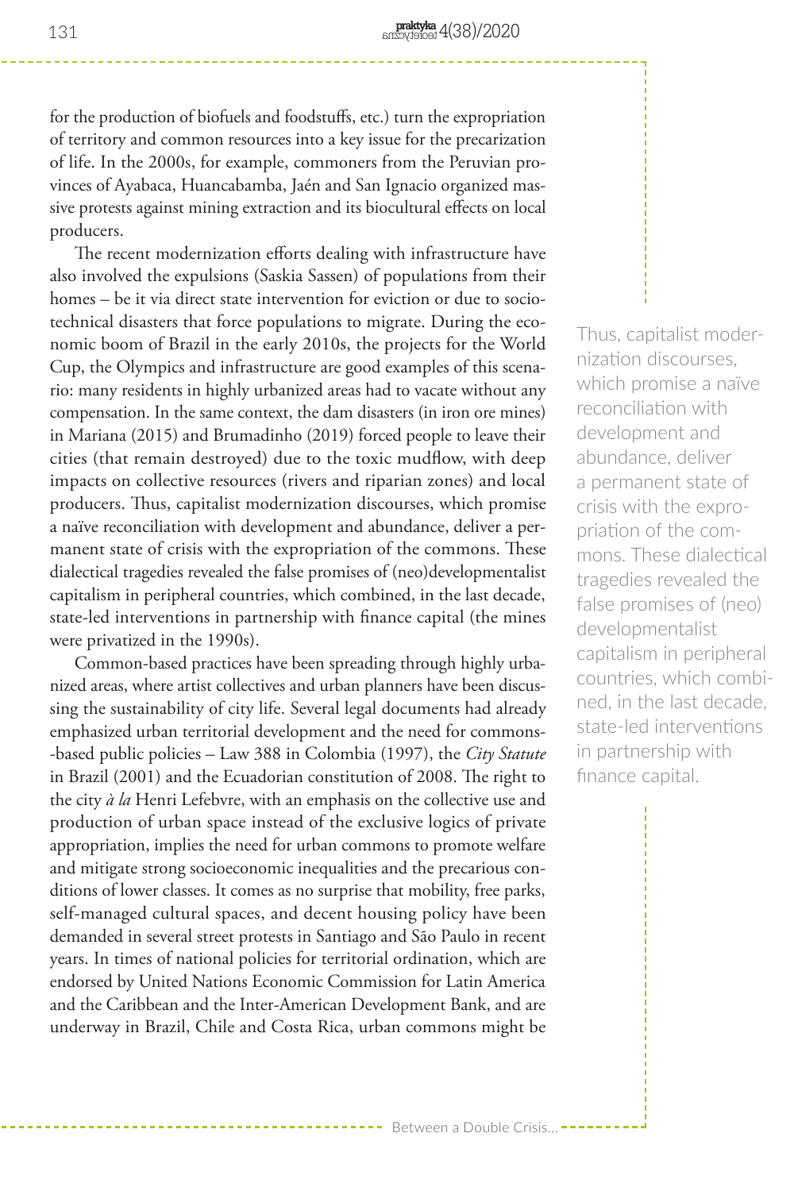for the production of biofuels and foodstuffs, etc.) turn the expropriation of territory and common resources into a key issue for the precarization of life. In the 2000s, for example, commoners from the Peruvian provinces of Ayabaca, Huancabamba, Jaén and San Ignacio organized massive protests against mining extraction and its biocultural effects on local producers.

The recent modernization efforts dealing with infrastructure have also involved the expulsions (Saskia Sassen) of populations from their homes – be it via direct state intervention for eviction or due to socio-technical disasters that force populations to migrate. During the economic boom of Brazil in the early 2010s, the projects for the World Cup, the Olympics and infrastructure are good examples of this scenario: many residents in highly urbanized areas had to vacate without any compensation. In the same context, the dam disasters (in iron ore mines) in Mariana (2015) and Brumadinho (2019) forced people to leave their cities (that remain destroyed) due to the toxic mudflow, with deep impacts on collective resources (rivers and riparian zones) and local producers. Thus, capitalist modernization discourses, which promise a naïve reconciliation with development and abundance, deliver a permanent state of crisis with the expropriation of the commons. These dialectical tragedies revealed the false promises of (neo)developmentalist capitalism in peripheral countries, which combined, in the last decade, state-led interventions in partnership with finance capital (the mines were privatized in the 1990s).

> Thus, capitalist modernization discourses, which promise a naïve reconciliation with development and abundance, deliver a permanent state of crisis with the expropriation of the commons. These dialectical tragedies revealed the false promises of (neo) developmentalist capitalism in peripheral countries, which combined, in the last decade, state-led interventions in partnership with finance capital.

Common-based practices have been spreading through highly urbanized areas, where artist collectives and urban planners have been discussing the sustainability of city life. Several legal documents had already emphasized urban territorial development and the need for commons-based public policies – Law 388 in Colombia (1997), the *City Statute* in Brazil (2001) and the Ecuadorian constitution of 2008. The right to the city *à la* Henri Lefebvre, with an emphasis on the collective use and production of urban space instead of the exclusive logics of private appropriation, implies the need for urban commons to promote welfare and mitigate strong socioeconomic inequalities and the precarious conditions of lower classes. It comes as no surprise that mobility, free parks, self-managed cultural spaces, and decent housing policy have been demanded in several street protests in Santiago and São Paulo in recent years. In times of national policies for territorial ordination, which are endorsed by United Nations Economic Commission for Latin America and the Caribbean and the Inter-American Development Bank, and are underway in Brazil, Chile and Costa Rica, urban commons might be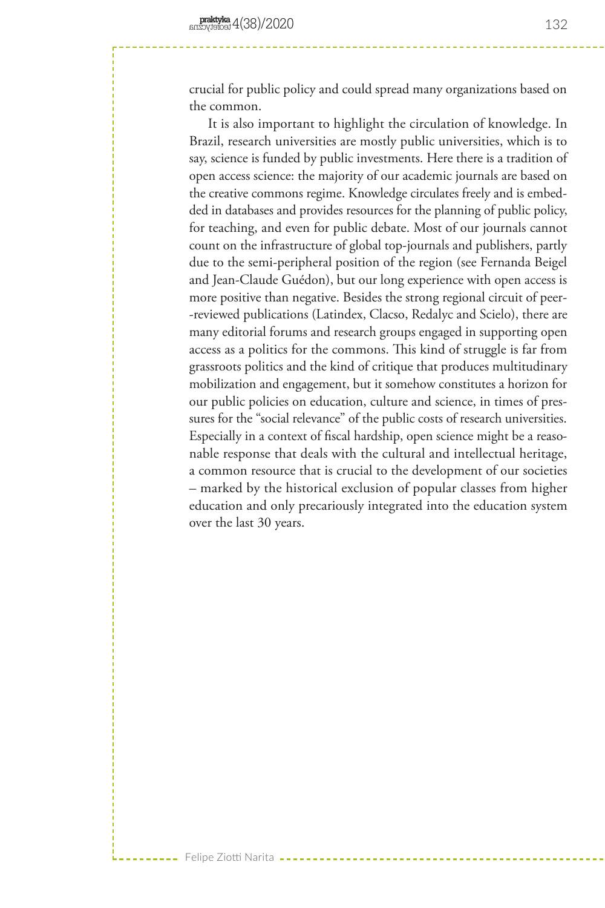crucial for public policy and could spread many organizations based on the common.

It is also important to highlight the circulation of knowledge. In Brazil, research universities are mostly public universities, which is to say, science is funded by public investments. Here there is a tradition of open access science: the majority of our academic journals are based on the creative commons regime. Knowledge circulates freely and is embedded in databases and provides resources for the planning of public policy, for teaching, and even for public debate. Most of our journals cannot count on the infrastructure of global top-journals and publishers, partly due to the semi-peripheral position of the region (see Fernanda Beigel and Jean-Claude Guédon), but our long experience with open access is more positive than negative. Besides the strong regional circuit of peer-reviewed publications (Latindex, Clacso, Redalyc and Scielo), there are many editorial forums and research groups engaged in supporting open access as a politics for the commons. This kind of struggle is far from grassroots politics and the kind of critique that produces multitudinary mobilization and engagement, but it somehow constitutes a horizon for our public policies on education, culture and science, in times of pressures for the "social relevance" of the public costs of research universities. Especially in a context of fiscal hardship, open science might be a reasonable response that deals with the cultural and intellectual heritage, a common resource that is crucial to the development of our societies – marked by the historical exclusion of popular classes from higher education and only precariously integrated into the education system over the last 30 years.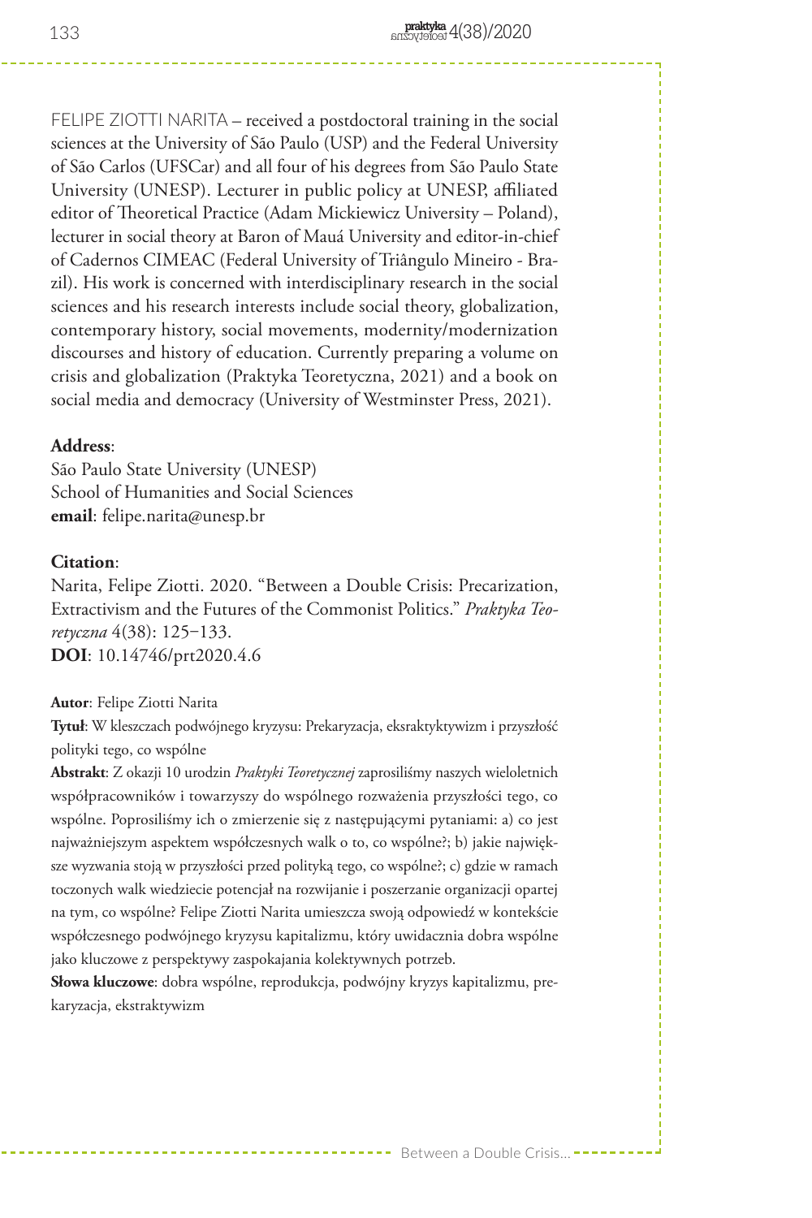FELIPE ZIOTTI NARITA – received a postdoctoral training in the social sciences at the University of São Paulo (USP) and the Federal University of São Carlos (UFSCar) and all four of his degrees from São Paulo State University (UNESP). Lecturer in public policy at UNESP, affiliated editor of Theoretical Practice (Adam Mickiewicz University – Poland), lecturer in social theory at Baron of Mauá University and editor-in-chief of Cadernos CIMEAC (Federal University of Triângulo Mineiro - Brazil). His work is concerned with interdisciplinary research in the social sciences and his research interests include social theory, globalization, contemporary history, social movements, modernity/modernization discourses and history of education. Currently preparing a volume on crisis and globalization (Praktyka Teoretyczna, 2021) and a book on social media and democracy (University of Westminster Press, 2021).

**Address**:
São Paulo State University (UNESP)
School of Humanities and Social Sciences
**email**: felipe.narita@unesp.br

**Citation**:
Narita, Felipe Ziotti. 2020. "Between a Double Crisis: Precarization, Extractivism and the Futures of the Commonist Politics." *Praktyka Teoretyczna* 4(38): 125–133.
**DOI**: 10.14746/prt2020.4.6

**Autor**: Felipe Ziotti Narita

**Tytuł**: W kleszczach podwójnego kryzysu: Prekaryzacja, eksraktyktywizm i przyszłość polityki tego, co wspólne

**Abstrakt**: Z okazji 10 urodzin *Praktyki Teoretycznej* zaprosiliśmy naszych wieloletnich współpracowników i towarzyszy do wspólnego rozważenia przyszłości tego, co wspólne. Poprosiliśmy ich o zmierzenie się z następującymi pytaniami: a) co jest najważniejszym aspektem współczesnych walk o to, co wspólne?; b) jakie największe wyzwania stoją w przyszłości przed polityką tego, co wspólne?; c) gdzie w ramach toczonych walk wiedziecie potencjał na rozwijanie i poszerzanie organizacji opartej na tym, co wspólne? Felipe Ziotti Narita umieszcza swoją odpowiedź w kontekście współczesnego podwójnego kryzysu kapitalizmu, który uwidacznia dobra wspólne jako kluczowe z perspektywy zaspokajania kolektywnych potrzeb.

**Słowa kluczowe**: dobra wspólne, reprodukcja, podwójny kryzys kapitalizmu, prekaryzacja, ekstraktywizm